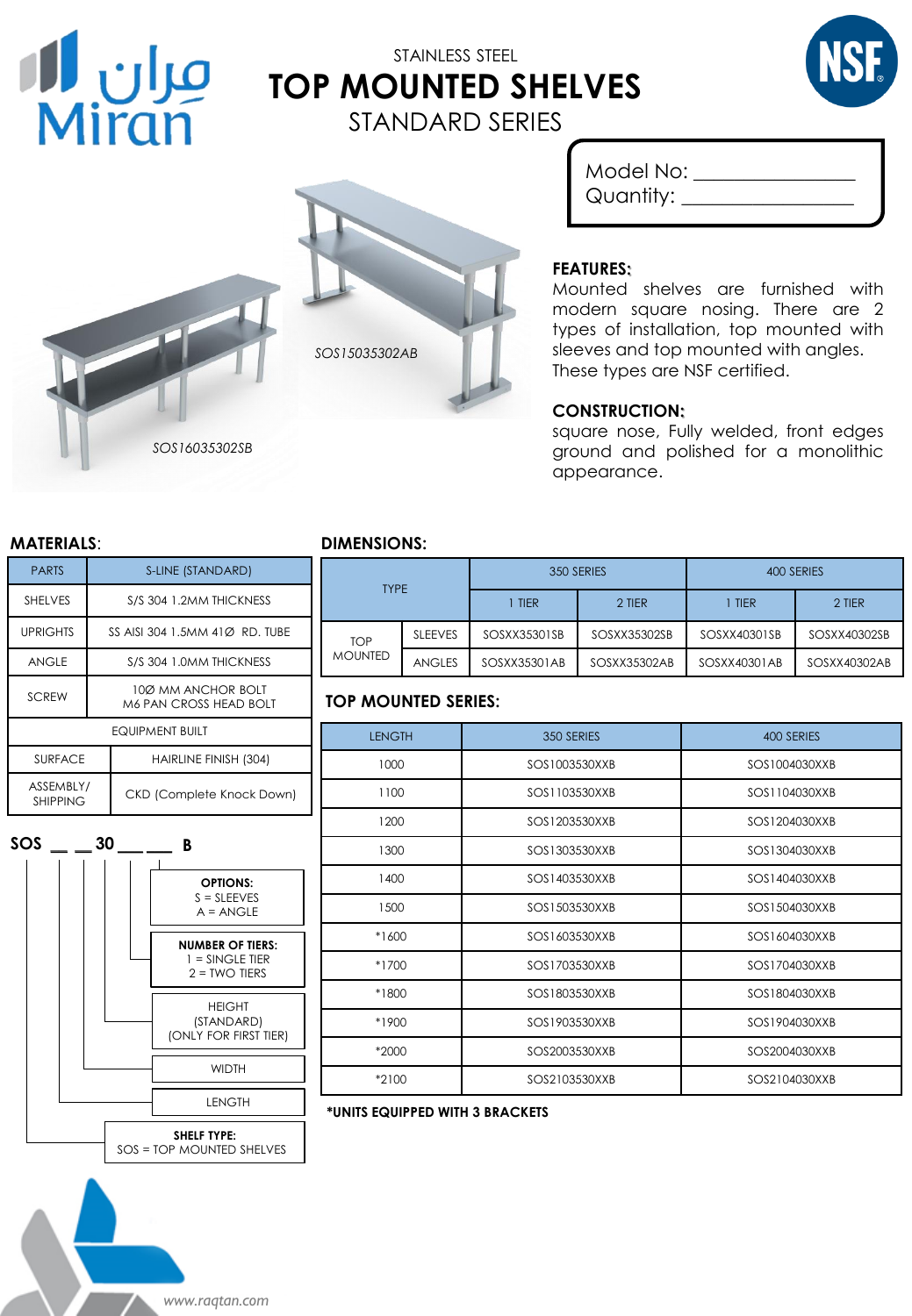STAINLESS STEEL

# TOP MOUNTED SHELVES

STANDARD SERIES

Model No: ________________
Quantity: ________________

SOS15035302AB

SOS16035302SB

**FEATURES:**
Mounted shelves are furnished with modern square nosing. There are 2 types of installation, top mounted with sleeves and top mounted with angles. These types are NSF certified.

**CONSTRUCTION:**
square nose, Fully welded, front edges ground and polished for a monolithic appearance.

## MATERIALS:

| PARTS | S-LINE (STANDARD) |
|---|---|
| SHELVES | S/S 304 1.2MM THICKNESS |
| UPRIGHTS | SS AISI 304 1.5MM 41Ø RD. TUBE |
| ANGLE | S/S 304 1.0MM THICKNESS |
| SCREW | 10Ø MM ANCHOR BOLT M6 PAN CROSS HEAD BOLT |
| EQUIPMENT BUILT | |
| SURFACE | HAIRLINE FINISH (304) |
| ASSEMBLY/ SHIPPING | CKD (Complete Knock Down) |

**SOS __ __ 30 __ __ __ B**

- **OPTIONS:** S = SLEEVES, A = ANGLE
- **NUMBER OF TIERS:** 1 = SINGLE TIER, 2 = TWO TIERS
- HEIGHT (STANDARD) (ONLY FOR FIRST TIER)
- WIDTH
- LENGTH
- **SHELF TYPE:** SOS = TOP MOUNTED SHELVES

## DIMENSIONS:

| TYPE | | 350 SERIES | | 400 SERIES | |
|---|---|---|---|---|---|
| | | 1 TIER | 2 TIER | 1 TIER | 2 TIER |
| TOP MOUNTED | SLEEVES | SOSXX35301SB | SOSXX35302SB | SOSXX40301SB | SOSXX40302SB |
| | ANGLES | SOSXX35301AB | SOSXX35302AB | SOSXX40301AB | SOSXX40302AB |

## TOP MOUNTED SERIES:

| LENGTH | 350 SERIES | 400 SERIES |
|---|---|---|
| 1000 | SOS1003530XXB | SOS1004030XXB |
| 1100 | SOS1103530XXB | SOS1104030XXB |
| 1200 | SOS1203530XXB | SOS1204030XXB |
| 1300 | SOS1303530XXB | SOS1304030XXB |
| 1400 | SOS1403530XXB | SOS1404030XXB |
| 1500 | SOS1503530XXB | SOS1504030XXB |
| *1600 | SOS1603530XXB | SOS1604030XXB |
| *1700 | SOS1703530XXB | SOS1704030XXB |
| *1800 | SOS1803530XXB | SOS1804030XXB |
| *1900 | SOS1903530XXB | SOS1904030XXB |
| *2000 | SOS2003530XXB | SOS2004030XXB |
| *2100 | SOS2103530XXB | SOS2104030XXB |

**\*UNITS EQUIPPED WITH 3 BRACKETS**

www.raqtan.com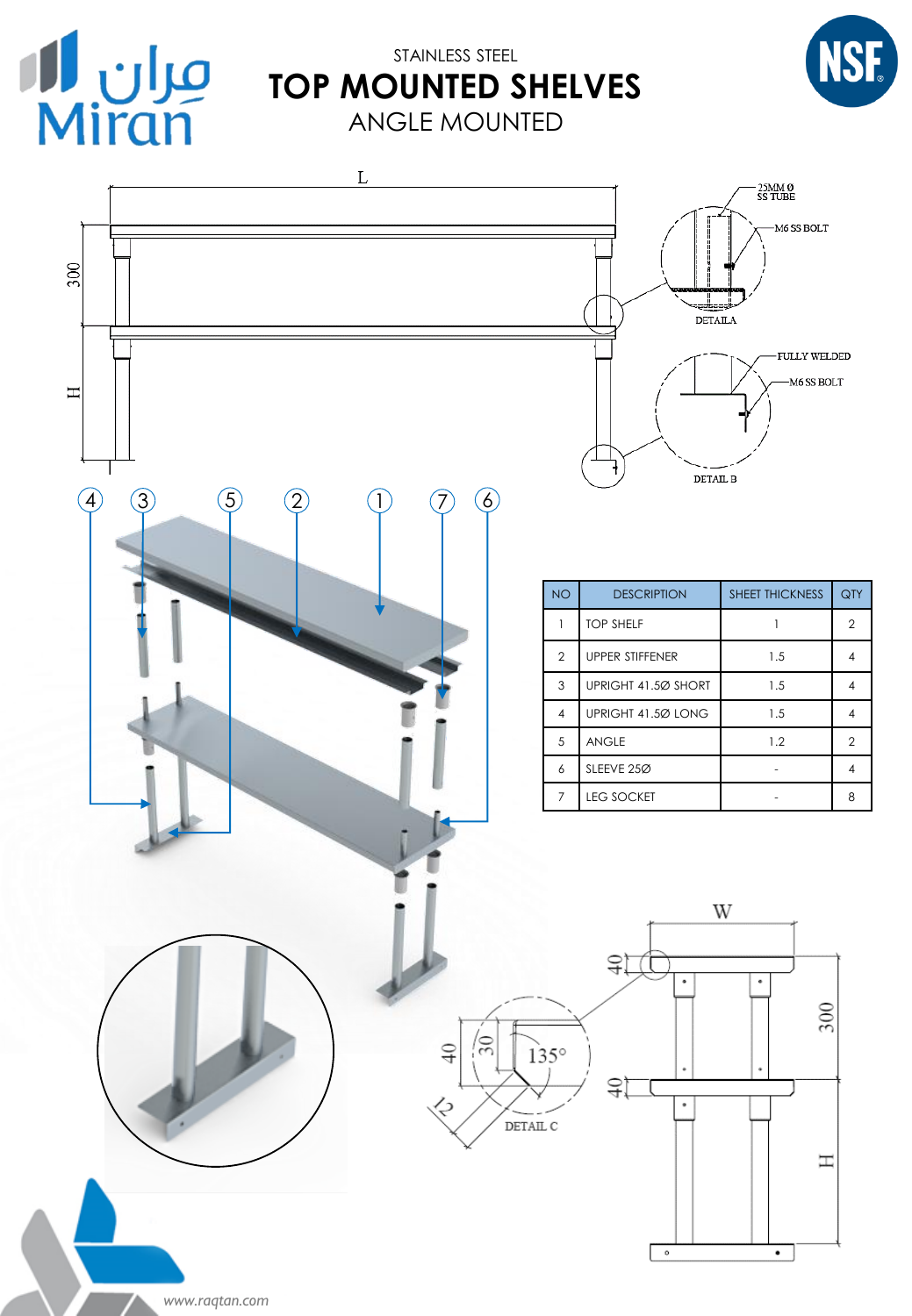STAINLESS STEEL

# TOP MOUNTED SHELVES

ANGLE MOUNTED

L

300

H

25MM Ø SS TUBE

M6 SS BOLT

DETAIL A

FULLY WELDED

M6 SS BOLT

DETAIL B

| NO | DESCRIPTION | SHEET THICKNESS | QTY |
|---|---|---|---|
| 1 | TOP SHELF | 1 | 2 |
| 2 | UPPER STIFFENER | 1.5 | 4 |
| 3 | UPRIGHT 41.5Ø SHORT | 1.5 | 4 |
| 4 | UPRIGHT 41.5Ø LONG | 1.5 | 4 |
| 5 | ANGLE | 1.2 | 2 |
| 6 | SLEEVE 25Ø | - | 4 |
| 7 | LEG SOCKET | - | 8 |

W

40

300

40

H

40

30

135°

12

DETAIL C

www.raqtan.com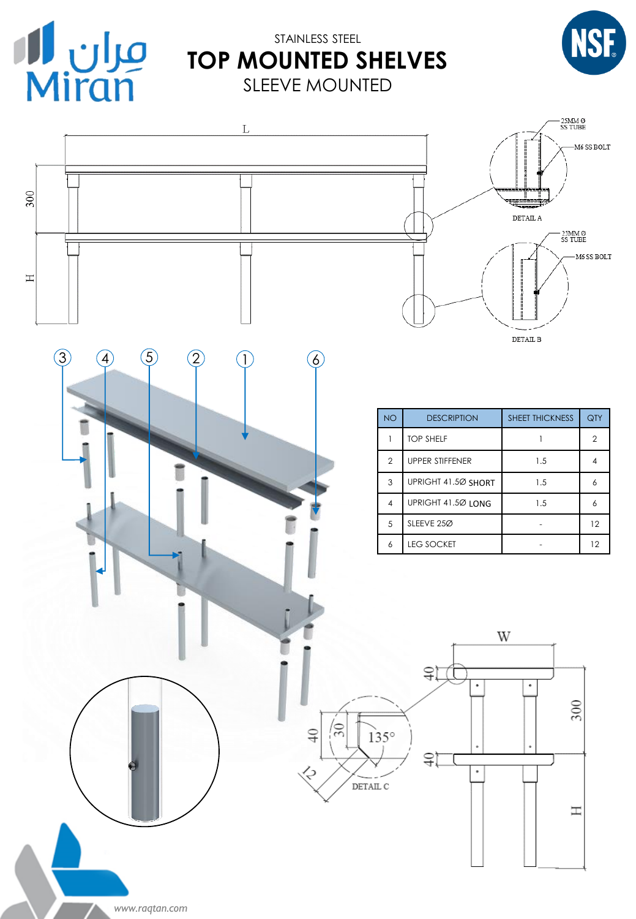# STAINLESS STEEL
# TOP MOUNTED SHELVES
## SLEEVE MOUNTED

L

300

H

25MM Ø SS TUBE

M6 SS BOLT

DETAIL A

25MM Ø SS TUBE

M6 SS BOLT

DETAIL B

| NO | DESCRIPTION | SHEET THICKNESS | QTY |
|---|---|---|---|
| 1 | TOP SHELF | 1 | 2 |
| 2 | UPPER STIFFENER | 1.5 | 4 |
| 3 | UPRIGHT 41.5Ø SHORT | 1.5 | 6 |
| 4 | UPRIGHT 41.5Ø LONG | 1.5 | 6 |
| 5 | SLEEVE 25Ø | - | 12 |
| 6 | LEG SOCKET | - | 12 |

W

40

40

300

H

40

30

135°

12

DETAIL C

www.raqtan.com